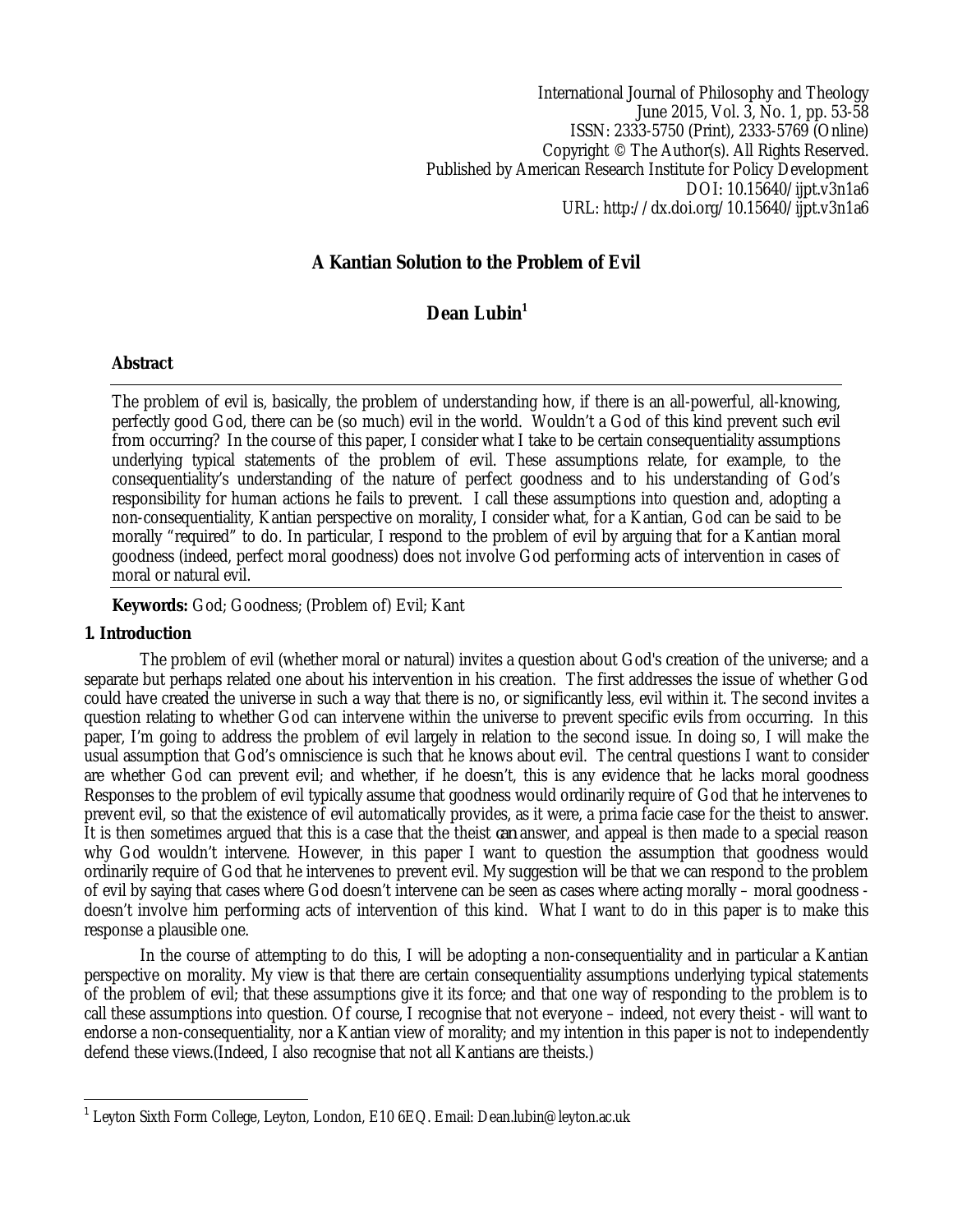International Journal of Philosophy and Theology
June 2015, Vol. 3, No. 1, pp. 53-58
ISSN: 2333-5750 (Print), 2333-5769 (Online)
Copyright © The Author(s). All Rights Reserved.
Published by American Research Institute for Policy Development
DOI: 10.15640/ijpt.v3n1a6
URL: http://dx.doi.org/10.15640/ijpt.v3n1a6

# A Kantian Solution to the Problem of Evil

**Dean Lubin[1]**

## Abstract

The problem of evil is, basically, the problem of understanding how, if there is an all-powerful, all-knowing, perfectly good God, there can be (so much) evil in the world. Wouldn't a God of this kind prevent such evil from occurring? In the course of this paper, I consider what I take to be certain consequentiality assumptions underlying typical statements of the problem of evil. These assumptions relate, for example, to the consequentiality's understanding of the nature of perfect goodness and to his understanding of God's responsibility for human actions he fails to prevent. I call these assumptions into question and, adopting a non-consequentiality, Kantian perspective on morality, I consider what, for a Kantian, God can be said to be morally "required" to do. In particular, I respond to the problem of evil by arguing that for a Kantian moral goodness (indeed, perfect moral goodness) does not involve God performing acts of intervention in cases of moral or natural evil.

**Keywords:** God; Goodness; (Problem of) Evil; Kant

## 1. Introduction

The problem of evil (whether moral or natural) invites a question about God's creation of the universe; and a separate but perhaps related one about his intervention in his creation. The first addresses the issue of whether God could have created the universe in such a way that there is no, or significantly less, evil within it. The second invites a question relating to whether God can intervene within the universe to prevent specific evils from occurring. In this paper, I'm going to address the problem of evil largely in relation to the second issue. In doing so, I will make the usual assumption that God's omniscience is such that he knows about evil. The central questions I want to consider are whether God can prevent evil; and whether, if he doesn't, this is any evidence that he lacks moral goodness Responses to the problem of evil typically assume that goodness would ordinarily require of God that he intervenes to prevent evil, so that the existence of evil automatically provides, as it were, a prima facie case for the theist to answer. It is then sometimes argued that this is a case that the theist *can* answer, and appeal is then made to a special reason why God wouldn't intervene. However, in this paper I want to question the assumption that goodness would ordinarily require of God that he intervenes to prevent evil. My suggestion will be that we can respond to the problem of evil by saying that cases where God doesn't intervene can be seen as cases where acting morally – moral goodness - doesn't involve him performing acts of intervention of this kind. What I want to do in this paper is to make this response a plausible one.

In the course of attempting to do this, I will be adopting a non-consequentiality and in particular a Kantian perspective on morality. My view is that there are certain consequentiality assumptions underlying typical statements of the problem of evil; that these assumptions give it its force; and that one way of responding to the problem is to call these assumptions into question. Of course, I recognise that not everyone – indeed, not every theist - will want to endorse a non-consequentiality, nor a Kantian view of morality; and my intention in this paper is not to independently defend these views.(Indeed, I also recognise that not all Kantians are theists.)

---

[1] Leyton Sixth Form College, Leyton, London, E10 6EQ. Email: Dean.lubin@leyton.ac.uk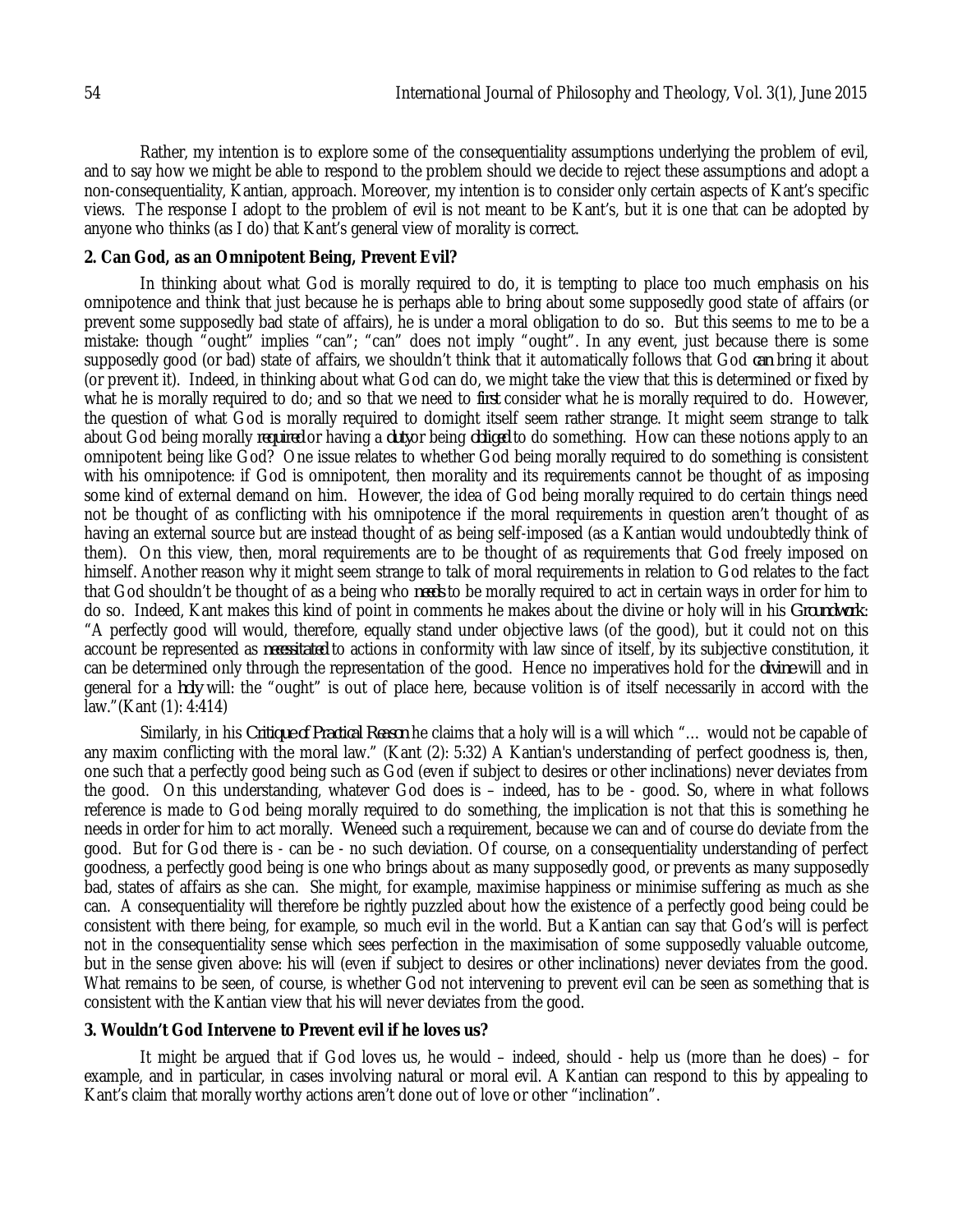Rather, my intention is to explore some of the consequentiality assumptions underlying the problem of evil, and to say how we might be able to respond to the problem should we decide to reject these assumptions and adopt a non-consequentiality, Kantian, approach. Moreover, my intention is to consider only certain aspects of Kant's specific views. The response I adopt to the problem of evil is not meant to be Kant's, but it is one that can be adopted by anyone who thinks (as I do) that Kant's general view of morality is correct.

**2. Can God, as an Omnipotent Being, Prevent Evil?**

In thinking about what God is morally required to do, it is tempting to place too much emphasis on his omnipotence and think that just because he is perhaps able to bring about some supposedly good state of affairs (or prevent some supposedly bad state of affairs), he is under a moral obligation to do so. But this seems to me to be a mistake: though "ought" implies "can"; "can" does not imply "ought". In any event, just because there is some supposedly good (or bad) state of affairs, we shouldn't think that it automatically follows that God *can* bring it about (or prevent it). Indeed, in thinking about what God can do, we might take the view that this is determined or fixed by what he is morally required to do; and so that we need to *first* consider what he is morally required to do. However, the question of what God is morally required to domight itself seem rather strange. It might seem strange to talk about God being morally *required* or having a *duty* or being *obliged* to do something. How can these notions apply to an omnipotent being like God? One issue relates to whether God being morally required to do something is consistent with his omnipotence: if God is omnipotent, then morality and its requirements cannot be thought of as imposing some kind of external demand on him. However, the idea of God being morally required to do certain things need not be thought of as conflicting with his omnipotence if the moral requirements in question aren't thought of as having an external source but are instead thought of as being self-imposed (as a Kantian would undoubtedly think of them). On this view, then, moral requirements are to be thought of as requirements that God freely imposed on himself. Another reason why it might seem strange to talk of moral requirements in relation to God relates to the fact that God shouldn't be thought of as a being who *needs* to be morally required to act in certain ways in order for him to do so. Indeed, Kant makes this kind of point in comments he makes about the divine or holy will in his *Groundwork*: "A perfectly good will would, therefore, equally stand under objective laws (of the good), but it could not on this account be represented as *necessitated* to actions in conformity with law since of itself, by its subjective constitution, it can be determined only through the representation of the good. Hence no imperatives hold for the *divine* will and in general for a *holy* will: the "ought" is out of place here, because volition is of itself necessarily in accord with the law."(Kant (1): 4:414)

Similarly, in his *Critique of Practical Reason* he claims that a holy will is a will which "… would not be capable of any maxim conflicting with the moral law." (Kant (2): 5:32) A Kantian's understanding of perfect goodness is, then, one such that a perfectly good being such as God (even if subject to desires or other inclinations) never deviates from the good. On this understanding, whatever God does is – indeed, has to be - good. So, where in what follows reference is made to God being morally required to do something, the implication is not that this is something he needs in order for him to act morally. *We* need such a requirement, because we can and of course do deviate from the good. But for God there is - can be - no such deviation. Of course, on a consequentiality understanding of perfect goodness, a perfectly good being is one who brings about as many supposedly good, or prevents as many supposedly bad, states of affairs as she can. She might, for example, maximise happiness or minimise suffering as much as she can. A consequentiality will therefore be rightly puzzled about how the existence of a perfectly good being could be consistent with there being, for example, so much evil in the world. But a Kantian can say that God's will is perfect not in the consequentiality sense which sees perfection in the maximisation of some supposedly valuable outcome, but in the sense given above: his will (even if subject to desires or other inclinations) never deviates from the good. What remains to be seen, of course, is whether God not intervening to prevent evil can be seen as something that is consistent with the Kantian view that his will never deviates from the good.

**3. Wouldn't God Intervene to Prevent evil if he loves us?**

It might be argued that if God loves us, he would – indeed, should - help us (more than he does) – for example, and in particular, in cases involving natural or moral evil. A Kantian can respond to this by appealing to Kant's claim that morally worthy actions aren't done out of love or other "inclination".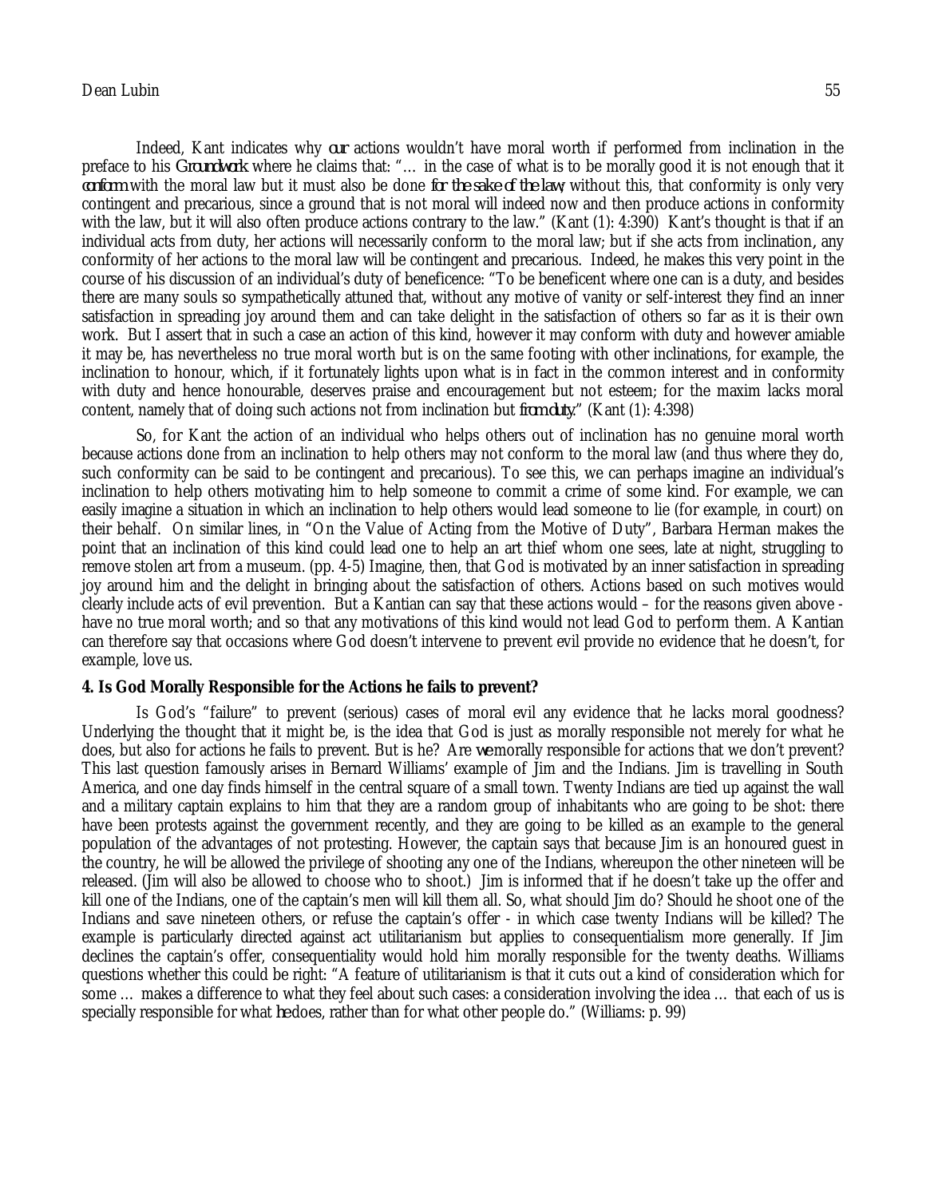Indeed, Kant indicates why *our* actions wouldn't have moral worth if performed from inclination in the preface to his *Groundwork* where he claims that: "… in the case of what is to be morally good it is not enough that it *conform* with the moral law but it must also be done *for the sake of the law*; without this, that conformity is only very contingent and precarious, since a ground that is not moral will indeed now and then produce actions in conformity with the law, but it will also often produce actions contrary to the law." (Kant (1): 4:390) Kant's thought is that if an individual acts from duty, her actions will necessarily conform to the moral law; but if she acts from inclination, any conformity of her actions to the moral law will be contingent and precarious. Indeed, he makes this very point in the course of his discussion of an individual's duty of beneficence: "To be beneficent where one can is a duty, and besides there are many souls so sympathetically attuned that, without any motive of vanity or self-interest they find an inner satisfaction in spreading joy around them and can take delight in the satisfaction of others so far as it is their own work. But I assert that in such a case an action of this kind, however it may conform with duty and however amiable it may be, has nevertheless no true moral worth but is on the same footing with other inclinations, for example, the inclination to honour, which, if it fortunately lights upon what is in fact in the common interest and in conformity with duty and hence honourable, deserves praise and encouragement but not esteem; for the maxim lacks moral content, namely that of doing such actions not from inclination but *from duty*." (Kant (1): 4:398)

So, for Kant the action of an individual who helps others out of inclination has no genuine moral worth because actions done from an inclination to help others may not conform to the moral law (and thus where they do, such conformity can be said to be contingent and precarious). To see this, we can perhaps imagine an individual's inclination to help others motivating him to help someone to commit a crime of some kind. For example, we can easily imagine a situation in which an inclination to help others would lead someone to lie (for example, in court) on their behalf. On similar lines, in "On the Value of Acting from the Motive of Duty", Barbara Herman makes the point that an inclination of this kind could lead one to help an art thief whom one sees, late at night, struggling to remove stolen art from a museum. (pp. 4-5) Imagine, then, that God is motivated by an inner satisfaction in spreading joy around him and the delight in bringing about the satisfaction of others. Actions based on such motives would clearly include acts of evil prevention. But a Kantian can say that these actions would – for the reasons given above - have no true moral worth; and so that any motivations of this kind would not lead God to perform them. A Kantian can therefore say that occasions where God doesn't intervene to prevent evil provide no evidence that he doesn't, for example, love us.

## 4. Is God Morally Responsible for the Actions he fails to prevent?

Is God's "failure" to prevent (serious) cases of moral evil any evidence that he lacks moral goodness? Underlying the thought that it might be, is the idea that God is just as morally responsible not merely for what he does, but also for actions he fails to prevent. But is he? Are *we* morally responsible for actions that we don't prevent? This last question famously arises in Bernard Williams' example of Jim and the Indians. Jim is travelling in South America, and one day finds himself in the central square of a small town. Twenty Indians are tied up against the wall and a military captain explains to him that they are a random group of inhabitants who are going to be shot: there have been protests against the government recently, and they are going to be killed as an example to the general population of the advantages of not protesting. However, the captain says that because Jim is an honoured guest in the country, he will be allowed the privilege of shooting any one of the Indians, whereupon the other nineteen will be released. (Jim will also be allowed to choose who to shoot.) Jim is informed that if he doesn't take up the offer and kill one of the Indians, one of the captain's men will kill them all. So, what should Jim do? Should he shoot one of the Indians and save nineteen others, or refuse the captain's offer - in which case twenty Indians will be killed? The example is particularly directed against act utilitarianism but applies to consequentialism more generally. If Jim declines the captain's offer, consequentiality would hold him morally responsible for the twenty deaths. Williams questions whether this could be right: "A feature of utilitarianism is that it cuts out a kind of consideration which for some … makes a difference to what they feel about such cases: a consideration involving the idea … that each of us is specially responsible for what *he* does, rather than for what other people do." (Williams: p. 99)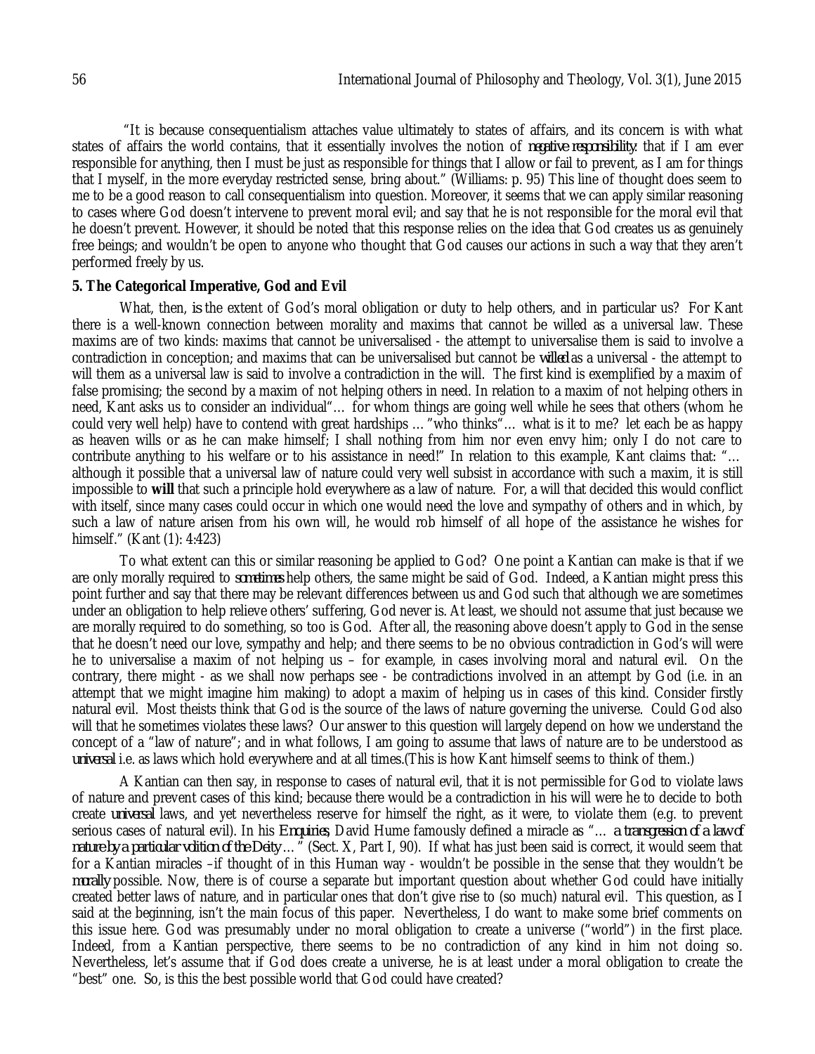"It is because consequentialism attaches value ultimately to states of affairs, and its concern is with what states of affairs the world contains, that it essentially involves the notion of *negative responsibility*: that if I am ever responsible for anything, then I must be just as responsible for things that I allow or fail to prevent, as I am for things that I myself, in the more everyday restricted sense, bring about." (Williams: p. 95) This line of thought does seem to me to be a good reason to call consequentialism into question. Moreover, it seems that we can apply similar reasoning to cases where God doesn't intervene to prevent moral evil; and say that he is not responsible for the moral evil that he doesn't prevent. However, it should be noted that this response relies on the idea that God creates us as genuinely free beings; and wouldn't be open to anyone who thought that God causes our actions in such a way that they aren't performed freely by us.

**5. The Categorical Imperative, God and Evil**

What, then, *is* the extent of God's moral obligation or duty to help others, and in particular us? For Kant there is a well-known connection between morality and maxims that cannot be willed as a universal law. These maxims are of two kinds: maxims that cannot be universalised - the attempt to universalise them is said to involve a contradiction in conception; and maxims that can be universalised but cannot be *willed* as a universal - the attempt to will them as a universal law is said to involve a contradiction in the will. The first kind is exemplified by a maxim of false promising; the second by a maxim of not helping others in need. In relation to a maxim of not helping others in need, Kant asks us to consider an individual"… for whom things are going well while he sees that others (whom he could very well help) have to contend with great hardships …"who thinks"… what is it to me? let each be as happy as heaven wills or as he can make himself; I shall nothing from him nor even envy him; only I do not care to contribute anything to his welfare or to his assistance in need!" In relation to this example, Kant claims that: "… although it possible that a universal law of nature could very well subsist in accordance with such a maxim, it is still impossible to **will** that such a principle hold everywhere as a law of nature. For, a will that decided this would conflict with itself, since many cases could occur in which one would need the love and sympathy of others and in which, by such a law of nature arisen from his own will, he would rob himself of all hope of the assistance he wishes for himself." (Kant (1): 4:423)

To what extent can this or similar reasoning be applied to God? One point a Kantian can make is that if we are only morally required to *sometimes* help others, the same might be said of God. Indeed, a Kantian might press this point further and say that there may be relevant differences between us and God such that although we are sometimes under an obligation to help relieve others' suffering, God never is. At least, we should not assume that just because we are morally required to do something, so too is God. After all, the reasoning above doesn't apply to God in the sense that he doesn't need our love, sympathy and help; and there seems to be no obvious contradiction in God's will were he to universalise a maxim of not helping us – for example, in cases involving moral and natural evil. On the contrary, there might - as we shall now perhaps see - be contradictions involved in an attempt by God (i.e. in an attempt that we might imagine him making) to adopt a maxim of helping us in cases of this kind. Consider firstly natural evil. Most theists think that God is the source of the laws of nature governing the universe. Could God also will that he sometimes violates these laws? Our answer to this question will largely depend on how we understand the concept of a "law of nature"; and in what follows, I am going to assume that laws of nature are to be understood as *universal* i.e. as laws which hold everywhere and at all times.(This is how Kant himself seems to think of them.)

A Kantian can then say, in response to cases of natural evil, that it is not permissible for God to violate laws of nature and prevent cases of this kind; because there would be a contradiction in his will were he to decide to both create *universal* laws, and yet nevertheless reserve for himself the right, as it were, to violate them (e.g. to prevent serious cases of natural evil). In his *Enquiries*, David Hume famously defined a miracle as "… *a transgression of a law of nature by a particular volition of the Deity* …" (Sect. X, Part I, 90). If what has just been said is correct, it would seem that for a Kantian miracles –if thought of in this Human way - wouldn't be possible in the sense that they wouldn't be *morally* possible. Now, there is of course a separate but important question about whether God could have initially created better laws of nature, and in particular ones that don't give rise to (so much) natural evil. This question, as I said at the beginning, isn't the main focus of this paper. Nevertheless, I do want to make some brief comments on this issue here. God was presumably under no moral obligation to create a universe ("world") in the first place. Indeed, from a Kantian perspective, there seems to be no contradiction of any kind in him not doing so. Nevertheless, let's assume that if God does create a universe, he is at least under a moral obligation to create the "best" one. So, is this the best possible world that God could have created?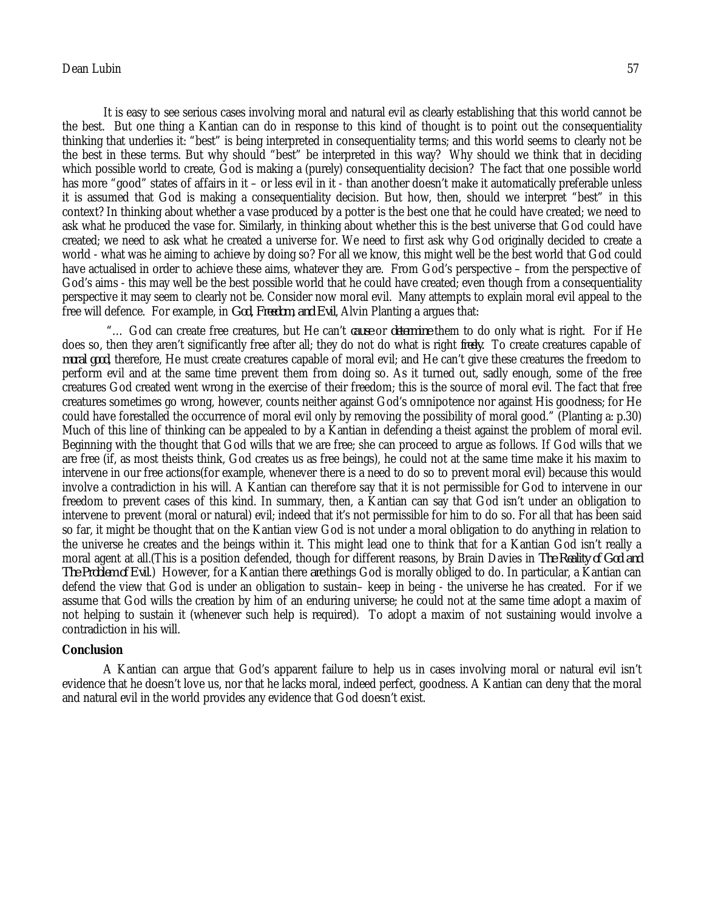It is easy to see serious cases involving moral and natural evil as clearly establishing that this world cannot be the best. But one thing a Kantian can do in response to this kind of thought is to point out the consequentiality thinking that underlies it: "best" is being interpreted in consequentiality terms; and this world seems to clearly not be the best in these terms. But why should "best" be interpreted in this way? Why should we think that in deciding which possible world to create, God is making a (purely) consequentiality decision? The fact that one possible world has more "good" states of affairs in it – or less evil in it - than another doesn't make it automatically preferable unless it is assumed that God is making a consequentiality decision. But how, then, should we interpret "best" in this context? In thinking about whether a vase produced by a potter is the best one that he could have created; we need to ask what he produced the vase for. Similarly, in thinking about whether this is the best universe that God could have created; we need to ask what he created a universe for. We need to first ask why God originally decided to create a world - what was he aiming to achieve by doing so? For all we know, this might well be the best world that God could have actualised in order to achieve these aims, whatever they are. From God's perspective – from the perspective of God's aims - this may well be the best possible world that he could have created; even though from a consequentiality perspective it may seem to clearly not be. Consider now moral evil. Many attempts to explain moral evil appeal to the free will defence. For example, in *God, Freedom, and Evil*, Alvin Planting a argues that:

"… God can create free creatures, but He can't *cause* or *determine* them to do only what is right. For if He does so, then they aren't significantly free after all; they do not do what is right *freely*. To create creatures capable of *moral good*, therefore, He must create creatures capable of moral evil; and He can't give these creatures the freedom to perform evil and at the same time prevent them from doing so. As it turned out, sadly enough, some of the free creatures God created went wrong in the exercise of their freedom; this is the source of moral evil. The fact that free creatures sometimes go wrong, however, counts neither against God's omnipotence nor against His goodness; for He could have forestalled the occurrence of moral evil only by removing the possibility of moral good." (Planting a: p.30) Much of this line of thinking can be appealed to by a Kantian in defending a theist against the problem of moral evil. Beginning with the thought that God wills that we are free; she can proceed to argue as follows. If God wills that we are free (if, as most theists think, God creates us as free beings), he could not at the same time make it his maxim to intervene in our free actions(for example, whenever there is a need to do so to prevent moral evil) because this would involve a contradiction in his will. A Kantian can therefore say that it is not permissible for God to intervene in our freedom to prevent cases of this kind. In summary, then, a Kantian can say that God isn't under an obligation to intervene to prevent (moral or natural) evil; indeed that it's not permissible for him to do so. For all that has been said so far, it might be thought that on the Kantian view God is not under a moral obligation to do anything in relation to the universe he creates and the beings within it. This might lead one to think that for a Kantian God isn't really a moral agent at all.(This is a position defended, though for different reasons, by Brain Davies in *The Reality of God and The Problem of Evil.*) However, for a Kantian there *are* things God is morally obliged to do. In particular, a Kantian can defend the view that God is under an obligation to sustain– keep in being - the universe he has created. For if we assume that God wills the creation by him of an enduring universe; he could not at the same time adopt a maxim of not helping to sustain it (whenever such help is required). To adopt a maxim of not sustaining would involve a contradiction in his will.

## Conclusion

A Kantian can argue that God's apparent failure to help us in cases involving moral or natural evil isn't evidence that he doesn't love us, nor that he lacks moral, indeed perfect, goodness. A Kantian can deny that the moral and natural evil in the world provides any evidence that God doesn't exist.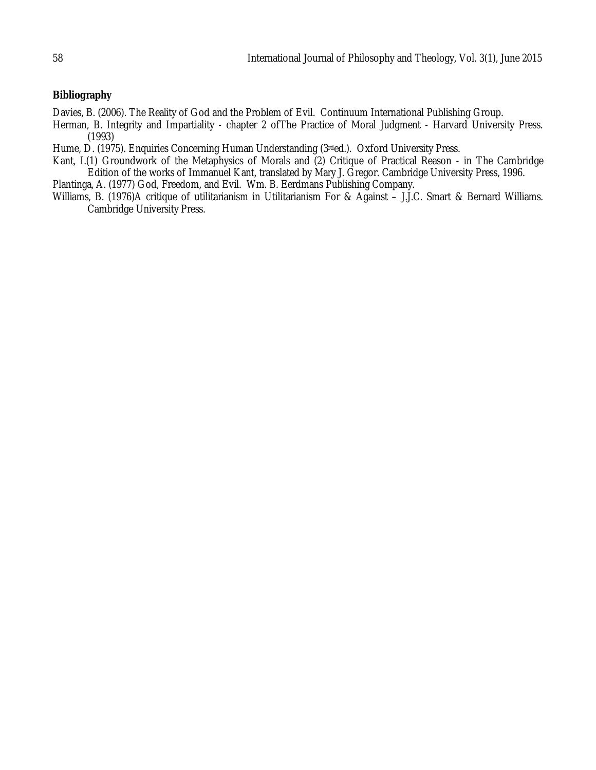**Bibliography**

Davies, B. (2006). The Reality of God and the Problem of Evil. Continuum International Publishing Group.

Herman, B. Integrity and Impartiality - chapter 2 ofThe Practice of Moral Judgment - Harvard University Press. (1993)

Hume, D. (1975). Enquiries Concerning Human Understanding (3rded.). Oxford University Press.

Kant, I.(1) Groundwork of the Metaphysics of Morals and (2) Critique of Practical Reason - in The Cambridge Edition of the works of Immanuel Kant, translated by Mary J. Gregor. Cambridge University Press, 1996.

Plantinga, A. (1977) God, Freedom, and Evil. Wm. B. Eerdmans Publishing Company.

Williams, B. (1976)A critique of utilitarianism in Utilitarianism For & Against – J.J.C. Smart & Bernard Williams. Cambridge University Press.